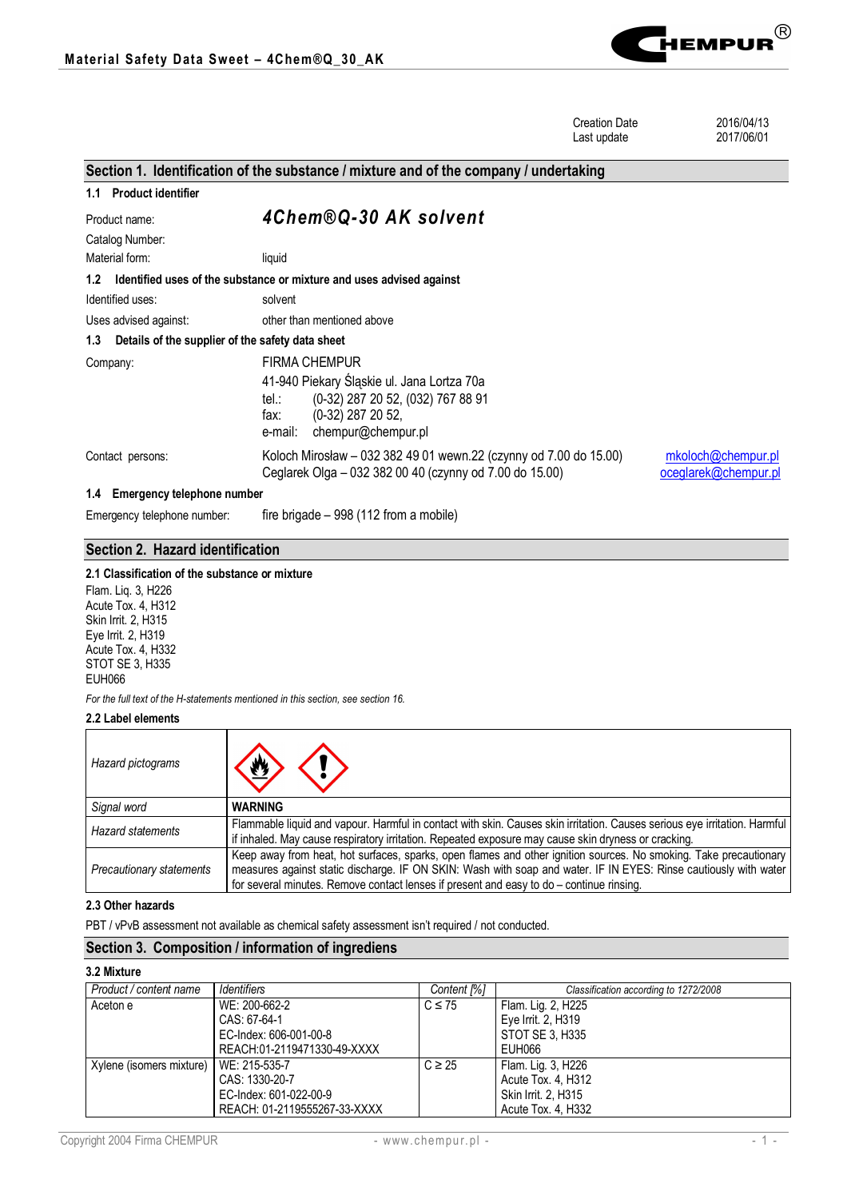| | |
|---|---|
| Creation Date | 2016/04/13 |
| Last update | 2017/06/01 |

## Section 1. Identification of the substance / mixture and of the company / undertaking

### 1.1 Product identifier

| | |
|---|---|
| Product name: | ***4Chem®Q-30 AK solvent*** |
| Catalog Number: | |
| Material form: | liquid |

### 1.2 Identified uses of the substance or mixture and uses advised against

| | |
|---|---|
| Identified uses: | solvent |
| Uses advised against: | other than mentioned above |

### 1.3 Details of the supplier of the safety data sheet

Company:

FIRMA CHEMPUR
41-940 Piekary Śląskie ul. Jana Lortza 70a
tel.: (0-32) 287 20 52, (032) 767 88 91
fax: (0-32) 287 20 52,
e-mail: chempur@chempur.pl

Contact persons:

Koloch Mirosław – 032 382 49 01 wewn.22 (czynny od 7.00 do 15.00) mkoloch@chempur.pl
Ceglarek Olga – 032 382 00 40 (czynny od 7.00 do 15.00) oceglarek@chempur.pl

### 1.4 Emergency telephone number

Emergency telephone number: fire brigade – 998 (112 from a mobile)

## Section 2. Hazard identification

### 2.1 Classification of the substance or mixture

Flam. Liq. 3, H226
Acute Tox. 4, H312
Skin Irrit. 2, H315
Eye Irrit. 2, H319
Acute Tox. 4, H332
STOT SE 3, H335
EUH066

*For the full text of the H-statements mentioned in this section, see section 16.*

### 2.2 Label elements

| | |
|---|---|
| *Hazard pictograms* | |
| *Signal word* | **WARNING** |
| *Hazard statements* | Flammable liquid and vapour. Harmful in contact with skin. Causes skin irritation. Causes serious eye irritation. Harmful if inhaled. May cause respiratory irritation. Repeated exposure may cause skin dryness or cracking. |
| *Precautionary statements* | Keep away from heat, hot surfaces, sparks, open flames and other ignition sources. No smoking. Take precautionary measures against static discharge. IF ON SKIN: Wash with soap and water. IF IN EYES: Rinse cautiously with water for several minutes. Remove contact lenses if present and easy to do – continue rinsing. |

### 2.3 Other hazards

PBT / vPvB assessment not available as chemical safety assessment isn't required / not conducted.

## Section 3. Composition / information of ingrediens

### 3.2 Mixture

| *Product / content name* | *Identifiers* | *Content [%]* | *Classification according to 1272/2008* |
|---|---|---|---|
| Aceton e | WE: 200-662-2<br>CAS: 67-64-1<br>EC-Index: 606-001-00-8<br>REACH:01-2119471330-49-XXXX | C ≤ 75 | Flam. Liq. 2, H225<br>Eye Irrit. 2, H319<br>STOT SE 3, H335<br>EUH066 |
| Xylene (isomers mixture) | WE: 215-535-7<br>CAS: 1330-20-7<br>EC-Index: 601-022-00-9<br>REACH: 01-2119555267-33-XXXX | C ≥ 25 | Flam. Liq. 3, H226<br>Acute Tox. 4, H312<br>Skin Irrit. 2, H315<br>Acute Tox. 4, H332 |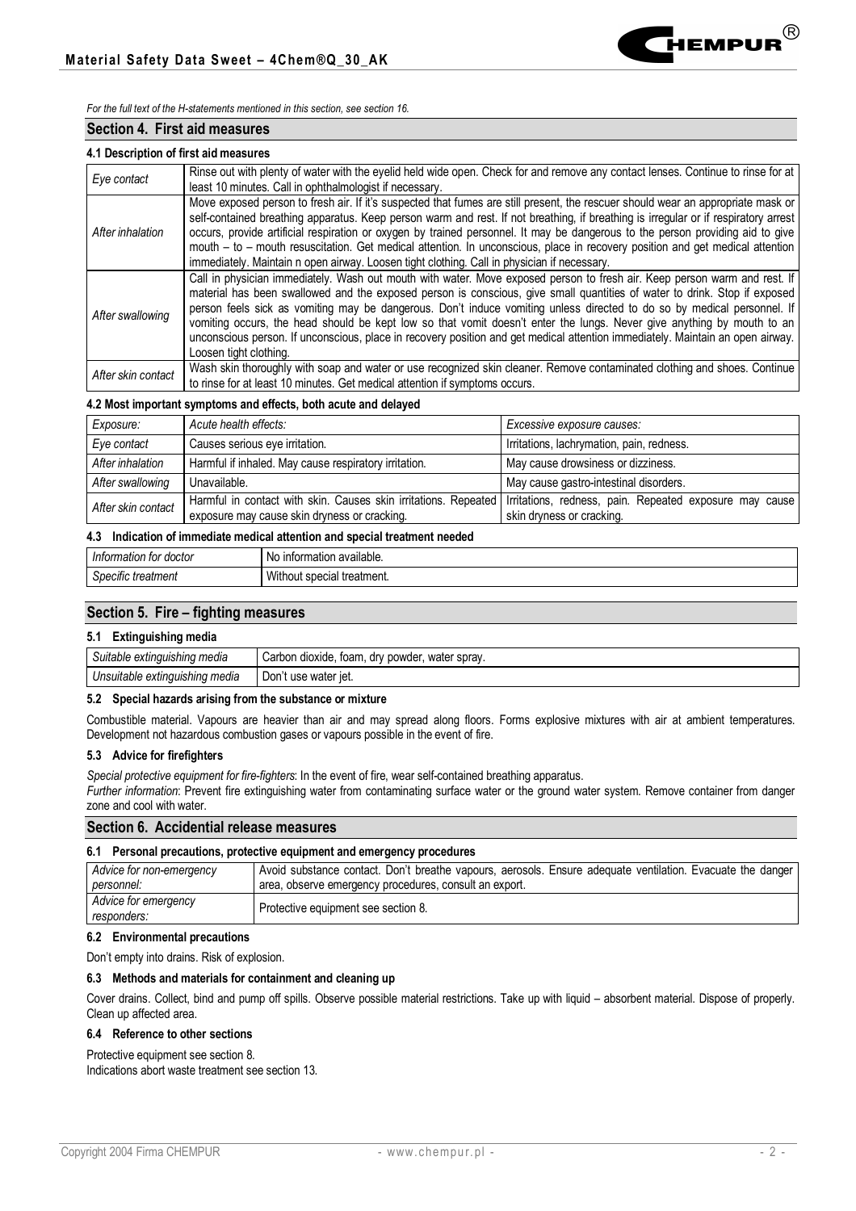*For the full text of the H-statements mentioned in this section, see section 16.*

## Section 4. First aid measures

### 4.1 Description of first aid measures

| | |
|---|---|
| *Eye contact* | Rinse out with plenty of water with the eyelid held wide open. Check for and remove any contact lenses. Continue to rinse for at least 10 minutes. Call in ophthalmologist if necessary. |
| *After inhalation* | Move exposed person to fresh air. If it's suspected that fumes are still present, the rescuer should wear an appropriate mask or self-contained breathing apparatus. Keep person warm and rest. If not breathing, if breathing is irregular or if respiratory arrest occurs, provide artificial respiration or oxygen by trained personnel. It may be dangerous to the person providing aid to give mouth – to – mouth resuscitation. Get medical attention. In unconscious, place in recovery position and get medical attention immediately. Maintain n open airway. Loosen tight clothing. Call in physician if necessary. |
| *After swallowing* | Call in physician immediately. Wash out mouth with water. Move exposed person to fresh air. Keep person warm and rest. If material has been swallowed and the exposed person is conscious, give small quantities of water to drink. Stop if exposed person feels sick as vomiting may be dangerous. Don't induce vomiting unless directed to do so by medical personnel. If vomiting occurs, the head should be kept low so that vomit doesn't enter the lungs. Never give anything by mouth to an unconscious person. If unconscious, place in recovery position and get medical attention immediately. Maintain an open airway. Loosen tight clothing. |
| *After skin contact* | Wash skin thoroughly with soap and water or use recognized skin cleaner. Remove contaminated clothing and shoes. Continue to rinse for at least 10 minutes. Get medical attention if symptoms occurs. |

### 4.2 Most important symptoms and effects, both acute and delayed

| *Exposure:* | *Acute health effects:* | *Excessive exposure causes:* |
|---|---|---|
| *Eye contact* | Causes serious eye irritation. | Irritations, lachrymation, pain, redness. |
| *After inhalation* | Harmful if inhaled. May cause respiratory irritation. | May cause drowsiness or dizziness. |
| *After swallowing* | Unavailable. | May cause gastro-intestinal disorders. |
| *After skin contact* | Harmful in contact with skin. Causes skin irritations. Repeated exposure may cause skin dryness or cracking. | Irritations, redness, pain. Repeated exposure may cause skin dryness or cracking. |

### 4.3 Indication of immediate medical attention and special treatment needed

| | |
|---|---|
| *Information for doctor* | No information available. |
| *Specific treatment* | Without special treatment. |

## Section 5. Fire – fighting measures

### 5.1 Extinguishing media

| | |
|---|---|
| *Suitable extinguishing media* | Carbon dioxide, foam, dry powder, water spray. |
| *Unsuitable extinguishing media* | Don't use water jet. |

### 5.2 Special hazards arising from the substance or mixture

Combustible material. Vapours are heavier than air and may spread along floors. Forms explosive mixtures with air at ambient temperatures. Development not hazardous combustion gases or vapours possible in the event of fire.

### 5.3 Advice for firefighters

*Special protective equipment for fire-fighters*: In the event of fire, wear self-contained breathing apparatus.
*Further information*: Prevent fire extinguishing water from contaminating surface water or the ground water system. Remove container from danger zone and cool with water.

## Section 6. Accidential release measures

### 6.1 Personal precautions, protective equipment and emergency procedures

| | |
|---|---|
| *Advice for non-emergency personnel:* | Avoid substance contact. Don't breathe vapours, aerosols. Ensure adequate ventilation. Evacuate the danger area, observe emergency procedures, consult an export. |
| *Advice for emergency responders:* | Protective equipment see section 8. |

### 6.2 Environmental precautions

Don't empty into drains. Risk of explosion.

### 6.3 Methods and materials for containment and cleaning up

Cover drains. Collect, bind and pump off spills. Observe possible material restrictions. Take up with liquid – absorbent material. Dispose of properly. Clean up affected area.

### 6.4 Reference to other sections

Protective equipment see section 8.
Indications abort waste treatment see section 13.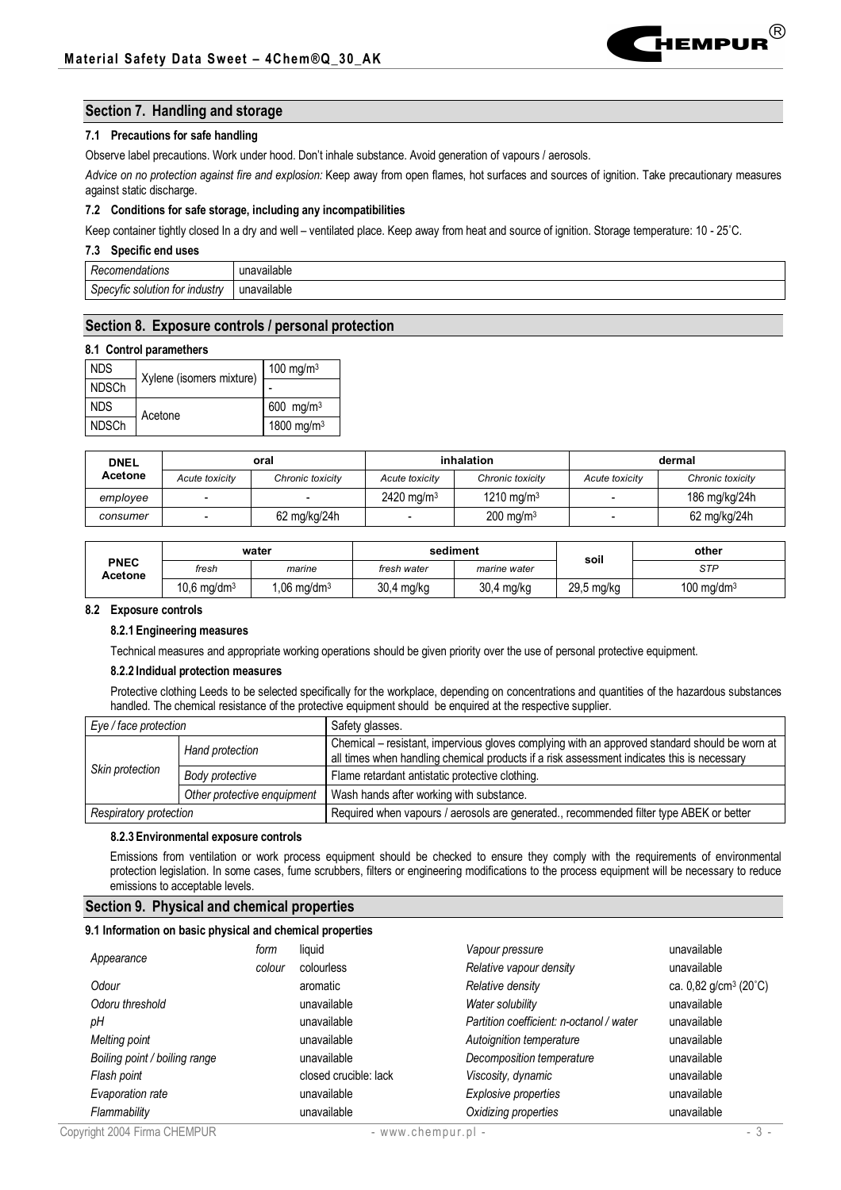## Section 7. Handling and storage

### 7.1 Precautions for safe handling

Observe label precautions. Work under hood. Don't inhale substance. Avoid generation of vapours / aerosols.

*Advice on no protection against fire and explosion:* Keep away from open flames, hot surfaces and sources of ignition. Take precautionary measures against static discharge.

### 7.2 Conditions for safe storage, including any incompatibilities

Keep container tightly closed In a dry and well – ventilated place. Keep away from heat and source of ignition. Storage temperature: 10 - 25˚C.

### 7.3 Specific end uses

| | |
|---|---|
| *Recomendations* | unavailable |
| *Specyfic solution for industry* | unavailable |

## Section 8. Exposure controls / personal protection

### 8.1 Control paramethers

| | | |
|---|---|---|
| NDS | Xylene (isomers mixture) | 100 mg/m$^3$ |
| NDSCh | | - |
| NDS | Acetone | 600 mg/m$^3$ |
| NDSCh | | 1800 mg/m$^3$ |

| DNEL Acetone | oral | | inhalation | | dermal | |
|---|---|---|---|---|---|---|
| | *Acute toxicity* | *Chronic toxicity* | *Acute toxicity* | *Chronic toxicity* | *Acute toxicity* | *Chronic toxicity* |
| *employee* | - | - | 2420 mg/m$^3$ | 1210 mg/m$^3$ | - | 186 mg/kg/24h |
| *consumer* | - | 62 mg/kg/24h | - | 200 mg/m$^3$ | - | 62 mg/kg/24h |

| PNEC Acetone | water | | sediment | | soil | other |
|---|---|---|---|---|---|---|
| | *fresh* | *marine* | *fresh water* | *marine water* | | *STP* |
| | 10,6 mg/dm$^3$ | 1,06 mg/dm$^3$ | 30,4 mg/kg | 30,4 mg/kg | 29,5 mg/kg | 100 mg/dm$^3$ |

### 8.2 Exposure controls

#### 8.2.1 Engineering measures

Technical measures and appropriate working operations should be given priority over the use of personal protective equipment.

#### 8.2.2 Indidual protection measures

Protective clothing Leeds to be selected specifically for the workplace, depending on concentrations and quantities of the hazardous substances handled. The chemical resistance of the protective equipment should be enquired at the respective supplier.

| | | |
|---|---|---|
| *Eye / face protection* | | Safety glasses. |
| *Skin protection* | *Hand protection* | Chemical – resistant, impervious gloves complying with an approved standard should be worn at all times when handling chemical products if a risk assessment indicates this is necessary |
| | *Body protective* | Flame retardant antistatic protective clothing. |
| | *Other protective enquipment* | Wash hands after working with substance. |
| *Respiratory protection* | | Required when vapours / aerosols are generated., recommended filter type ABEK or better |

#### 8.2.3 Environmental exposure controls

Emissions from ventilation or work process equipment should be checked to ensure they comply with the requirements of environmental protection legislation. In some cases, fume scrubbers, filters or engineering modifications to the process equipment will be necessary to reduce emissions to acceptable levels.

## Section 9. Physical and chemical properties

### 9.1 Information on basic physical and chemical properties

| | | |
|---|---|---|
| *Appearance* | *form* | liquid |
| | *colour* | colourless |
| *Odour* | | aromatic |
| *Odoru threshold* | | unavailable |
| *pH* | | unavailable |
| *Melting point* | | unavailable |
| *Boiling point / boiling range* | | unavailable |
| *Flash point* | | closed crucible: lack |
| *Evaporation rate* | | unavailable |
| *Flammability* | | unavailable |

| | |
|---|---|
| *Vapour pressure* | unavailable |
| *Relative vapour density* | unavailable |
| *Relative density* | ca. 0,82 g/cm$^3$ (20˚C) |
| *Water solubility* | unavailable |
| *Partition coefficient: n-octanol / water* | unavailable |
| *Autoignition temperature* | unavailable |
| *Decomposition temperature* | unavailable |
| *Viscosity, dynamic* | unavailable |
| *Explosive properties* | unavailable |
| *Oxidizing properties* | unavailable |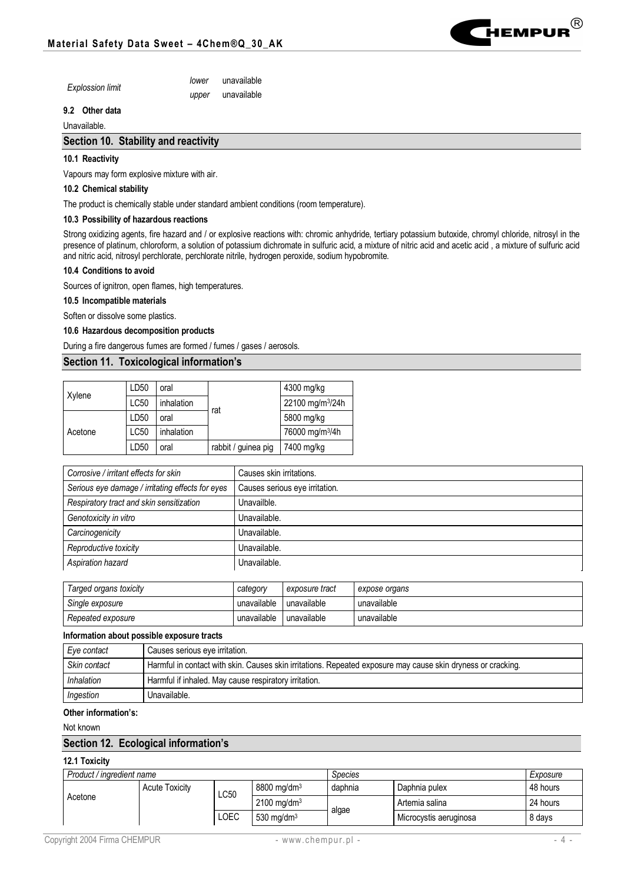| Explossion limit | lower | unavailable |
| --- | --- | --- |
| | upper | unavailable |

**9.2 Other data**

Unavailable.

## Section 10. Stability and reactivity

**10.1 Reactivity**

Vapours may form explosive mixture with air.

**10.2 Chemical stability**

The product is chemically stable under standard ambient conditions (room temperature).

**10.3 Possibility of hazardous reactions**

Strong oxidizing agents, fire hazard and / or explosive reactions with: chromic anhydride, tertiary potassium butoxide, chromyl chloride, nitrosyl in the presence of platinum, chloroform, a solution of potassium dichromate in sulfuric acid, a mixture of nitric acid and acetic acid , a mixture of sulfuric acid and nitric acid, nitrosyl perchlorate, perchlorate nitrile, hydrogen peroxide, sodium hypobromite.

**10.4 Conditions to avoid**

Sources of ignitron, open flames, high temperatures.

**10.5 Incompatible materials**

Soften or dissolve some plastics.

**10.6 Hazardous decomposition products**

During a fire dangerous fumes are formed / fumes / gases / aerosols.

## Section 11. Toxicological information's

| | | | | |
| --- | --- | --- | --- | --- |
| Xylene | LD50 | oral | rat | 4300 mg/kg |
| | LC50 | inhalation | | 22100 mg/m$^3$/24h |
| Acetone | LD50 | oral | | 5800 mg/kg |
| | LC50 | inhalation | | 76000 mg/m$^3$/4h |
| | LD50 | oral | rabbit / guinea pig | 7400 mg/kg |

| | |
| --- | --- |
| *Corrosive / irritant effects for skin* | Causes skin irritations. |
| *Serious eye damage / irritating effects for eyes* | Causes serious eye irritation. |
| *Respiratory tract and skin sensitization* | Unavailble. |
| *Genotoxicity in vitro* | Unavailable. |
| *Carcinogenicity* | Unavailable. |
| *Reproductive toxicity* | Unavailable. |
| *Aspiration hazard* | Unavailable. |

| *Targed organs toxicity* | *category* | *exposure tract* | *expose organs* |
| --- | --- | --- | --- |
| *Single exposure* | unavailable | unavailable | unavailable |
| *Repeated exposure* | unavailable | unavailable | unavailable |

**Information about possible exposure tracts**

| | |
| --- | --- |
| *Eye contact* | Causes serious eye irritation. |
| *Skin contact* | Harmful in contact with skin. Causes skin irritations. Repeated exposure may cause skin dryness or cracking. |
| *Inhalation* | Harmful if inhaled. May cause respiratory irritation. |
| *Ingestion* | Unavailable. |

**Other information's:**

Not known

## Section 12. Ecological information's

**12.1 Toxicity**

| *Product / ingredient name* | | | | *Species* | | *Exposure* |
| --- | --- | --- | --- | --- | --- | --- |
| Acetone | Acute Toxicity | LC50 | 8800 mg/dm$^3$ | daphnia | Daphnia pulex | 48 hours |
| | | | 2100 mg/dm$^3$ | algae | Artemia salina | 24 hours |
| | | LOEC | 530 mg/dm$^3$ | | Microcystis aeruginosa | 8 days |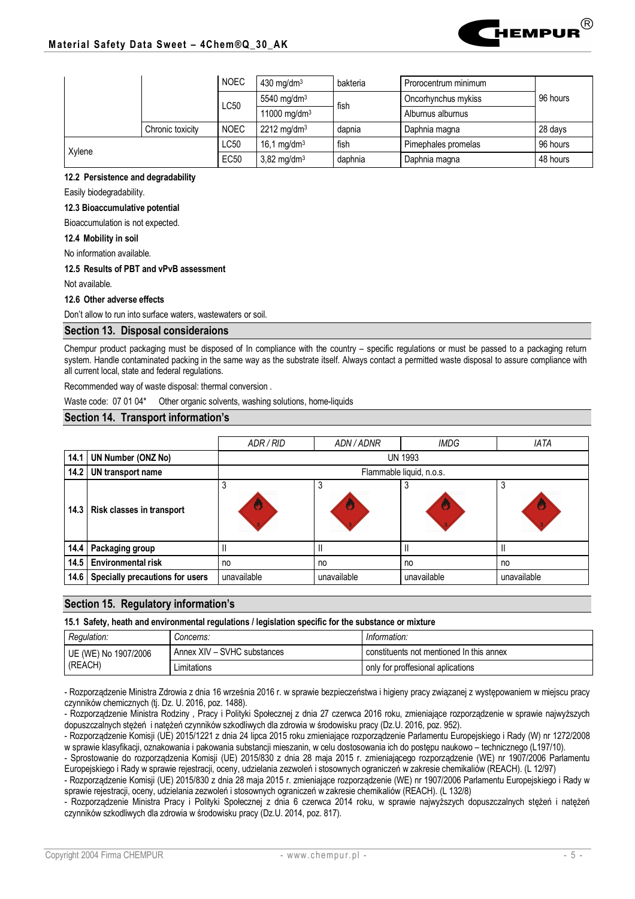|  |  |  |  |  |  |  |
|---|---|---|---|---|---|---|
|  |  | NOEC | 430 mg/dm³ | bakteria | Prorocentrum minimum |  |
|  |  | LC50 | 5540 mg/dm³ | fish | Oncorhynchus mykiss | 96 hours |
|  |  |  | 11000 mg/dm³ |  | Alburnus alburnus |  |
|  | Chronic toxicity | NOEC | 2212 mg/dm³ | dapnia | Daphnia magna | 28 days |
| Xylene |  | LC50 | 16,1 mg/dm³ | fish | Pimephales promelas | 96 hours |
|  |  | EC50 | 3,82 mg/dm³ | daphnia | Daphnia magna | 48 hours |

**12.2 Persistence and degradability**

Easily biodegradability.

**12.3 Bioaccumulative potential**

Bioaccumulation is not expected.

**12.4 Mobility in soil**

No information available.

**12.5 Results of PBT and vPvB assessment**

Not available.

**12.6 Other adverse effects**

Don't allow to run into surface waters, wastewaters or soil.

## Section 13. Disposal consideraions

Chempur product packaging must be disposed of In compliance with the country – specific regulations or must be passed to a packaging return system. Handle contaminated packing in the same way as the substrate itself. Always contact a permitted waste disposal to assure compliance with all current local, state and federal regulations.

Recommended way of waste disposal: thermal conversion .

Waste code: 07 01 04* Other organic solvents, washing solutions, home-liquids

## Section 14. Transport information's

|  |  | *ADR / RID* | *ADN / ADNR* | *IMDG* | *IATA* |
|---|---|---|---|---|---|
| **14.1** | **UN Number (ONZ No)** | UN 1993 |  |  |  |
| **14.2** | **UN transport name** | Flammable liquid, n.o.s. |  |  |  |
| **14.3** | **Risk classes in transport** | 3 | 3 | 3 | 3 |
| **14.4** | **Packaging group** | II | II | II | II |
| **14.5** | **Environmental risk** | no | no | no | no |
| **14.6** | **Specially precautions for users** | unavailable | unavailable | unavailable | unavailable |

## Section 15. Regulatory information's

**15.1 Safety, heath and environmental regulations / legislation specific for the substance or mixture**

| *Regulation:* | *Concerns:* | *Information:* |
|---|---|---|
| UE (WE) No 1907/2006 (REACH) | Annex XIV – SVHC substances | constituents not mentioned In this annex |
|  | Limitations | only for proffesional aplications |

- Rozporządzenie Ministra Zdrowia z dnia 16 września 2016 r. w sprawie bezpieczeństwa i higieny pracy związanej z występowaniem w miejscu pracy czynników chemicznych (tj. Dz. U. 2016, poz. 1488).
- Rozporządzenie Ministra Rodziny , Pracy i Polityki Społecznej z dnia 27 czerwca 2016 roku, zmieniające rozporządzenie w sprawie najwyższych dopuszczalnych stężeń i natężeń czynników szkodliwych dla zdrowia w środowisku pracy (Dz.U. 2016, poz. 952).
- Rozporządzenie Komisji (UE) 2015/1221 z dnia 24 lipca 2015 roku zmieniające rozporządzenie Parlamentu Europejskiego i Rady (W) nr 1272/2008 w sprawie klasyfikacji, oznakowania i pakowania substancji mieszanin, w celu dostosowania ich do postępu naukowo – technicznego (L197/10).
- Sprostowanie do rozporządzenia Komisji (UE) 2015/830 z dnia 28 maja 2015 r. zmieniającego rozporządzenie (WE) nr 1907/2006 Parlamentu Europejskiego i Rady w sprawie rejestracji, oceny, udzielania zezwoleń i stosownych ograniczeń w zakresie chemikaliów (REACH). (L 12/97)
- Rozporządzenie Komisji (UE) 2015/830 z dnia 28 maja 2015 r. zmieniające rozporządzenie (WE) nr 1907/2006 Parlamentu Europejskiego i Rady w sprawie rejestracji, oceny, udzielania zezwoleń i stosownych ograniczeń w zakresie chemikaliów (REACH). (L 132/8)
- Rozporządzenie Ministra Pracy i Polityki Społecznej z dnia 6 czerwca 2014 roku, w sprawie najwyższych dopuszczalnych stężeń i natężeń czynników szkodliwych dla zdrowia w środowisku pracy (Dz.U. 2014, poz. 817).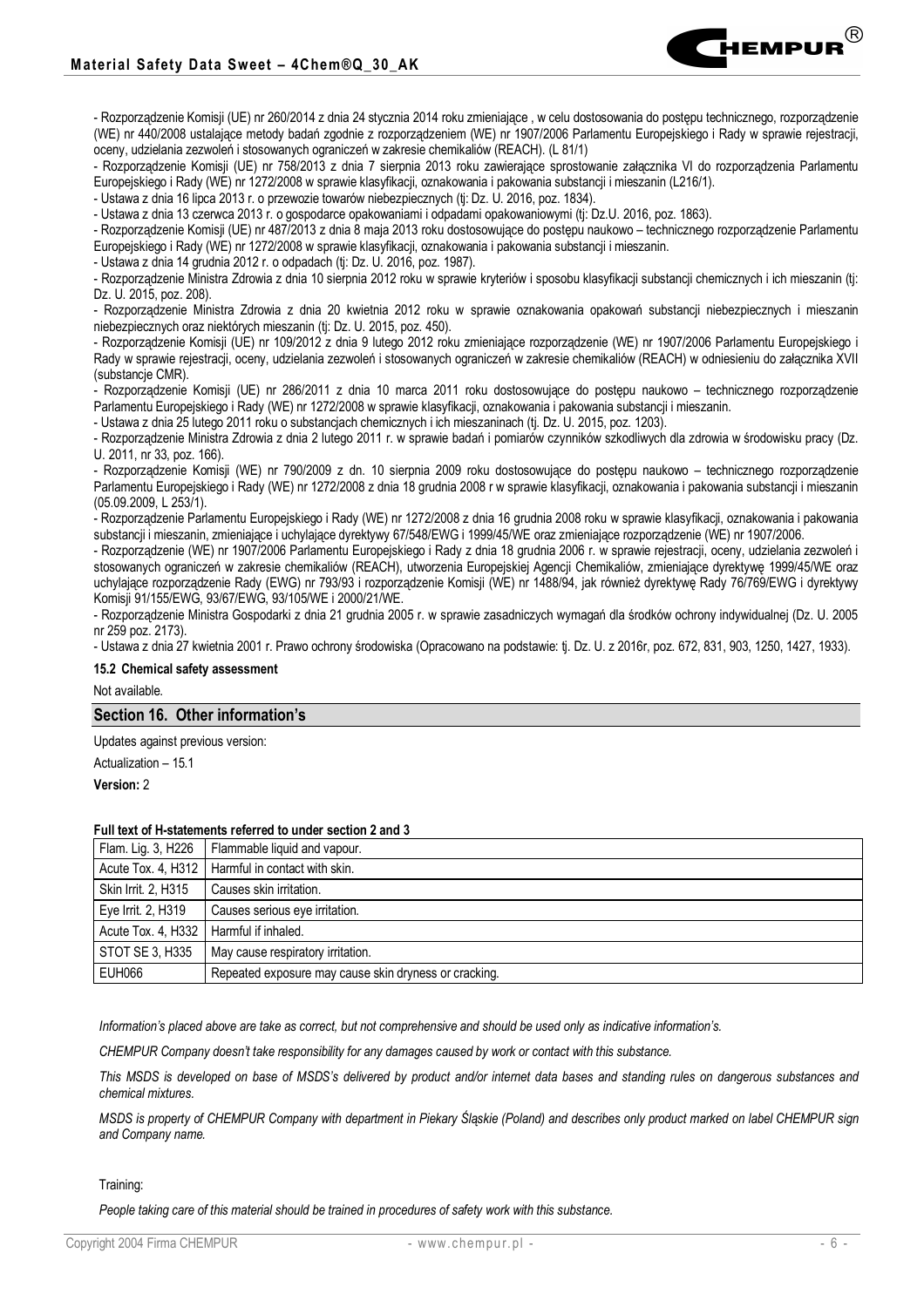- Rozporządzenie Komisji (UE) nr 260/2014 z dnia 24 stycznia 2014 roku zmieniające , w celu dostosowania do postępu technicznego, rozporządzenie (WE) nr 440/2008 ustalające metody badań zgodnie z rozporządzeniem (WE) nr 1907/2006 Parlamentu Europejskiego i Rady w sprawie rejestracji, oceny, udzielania zezwoleń i stosowanych ograniczeń w zakresie chemikaliów (REACH). (L 81/1)

- Rozporządzenie Komisji (UE) nr 758/2013 z dnia 7 sierpnia 2013 roku zawierające sprostowanie załącznika VI do rozporządzenia Parlamentu Europejskiego i Rady (WE) nr 1272/2008 w sprawie klasyfikacji, oznakowania i pakowania substancji i mieszanin (L216/1).

- Ustawa z dnia 16 lipca 2013 r. o przewozie towarów niebezpiecznych (tj: Dz. U. 2016, poz. 1834).

- Ustawa z dnia 13 czerwca 2013 r. o gospodarce opakowaniami i odpadami opakowaniowymi (tj: Dz.U. 2016, poz. 1863).

- Rozporządzenie Komisji (UE) nr 487/2013 z dnia 8 maja 2013 roku dostosowujące do postępu naukowo – technicznego rozporządzenie Parlamentu Europejskiego i Rady (WE) nr 1272/2008 w sprawie klasyfikacji, oznakowania i pakowania substancji i mieszanin.

- Ustawa z dnia 14 grudnia 2012 r. o odpadach (tj: Dz. U. 2016, poz. 1987).

- Rozporządzenie Ministra Zdrowia z dnia 10 sierpnia 2012 roku w sprawie kryteriów i sposobu klasyfikacji substancji chemicznych i ich mieszanin (tj: Dz. U. 2015, poz. 208).

- Rozporządzenie Ministra Zdrowia z dnia 20 kwietnia 2012 roku w sprawie oznakowania opakowań substancji niebezpiecznych i mieszanin niebezpiecznych oraz niektórych mieszanin (tj: Dz. U. 2015, poz. 450).

- Rozporządzenie Komisji (UE) nr 109/2012 z dnia 9 lutego 2012 roku zmieniające rozporządzenie (WE) nr 1907/2006 Parlamentu Europejskiego i Rady w sprawie rejestracji, oceny, udzielania zezwoleń i stosowanych ograniczeń w zakresie chemikaliów (REACH) w odniesieniu do załącznika XVII (substancje CMR).

- Rozporządzenie Komisji (UE) nr 286/2011 z dnia 10 marca 2011 roku dostosowujące do postępu naukowo – technicznego rozporządzenie Parlamentu Europejskiego i Rady (WE) nr 1272/2008 w sprawie klasyfikacji, oznakowania i pakowania substancji i mieszanin.

- Ustawa z dnia 25 lutego 2011 roku o substancjach chemicznych i ich mieszaninach (tj. Dz. U. 2015, poz. 1203).

- Rozporządzenie Ministra Zdrowia z dnia 2 lutego 2011 r. w sprawie badań i pomiarów czynników szkodliwych dla zdrowia w środowisku pracy (Dz. U. 2011, nr 33, poz. 166).

- Rozporządzenie Komisji (WE) nr 790/2009 z dn. 10 sierpnia 2009 roku dostosowujące do postępu naukowo – technicznego rozporządzenie Parlamentu Europejskiego i Rady (WE) nr 1272/2008 z dnia 18 grudnia 2008 r w sprawie klasyfikacji, oznakowania i pakowania substancji i mieszanin (05.09.2009, L 253/1).

- Rozporządzenie Parlamentu Europejskiego i Rady (WE) nr 1272/2008 z dnia 16 grudnia 2008 roku w sprawie klasyfikacji, oznakowania i pakowania substancji i mieszanin, zmieniające i uchylające dyrektywy 67/548/EWG i 1999/45/WE oraz zmieniające rozporządzenie (WE) nr 1907/2006.

- Rozporządzenie (WE) nr 1907/2006 Parlamentu Europejskiego i Rady z dnia 18 grudnia 2006 r. w sprawie rejestracji, oceny, udzielania zezwoleń i stosowanych ograniczeń w zakresie chemikaliów (REACH), utworzenia Europejskiej Agencji Chemikaliów, zmieniające dyrektywę 1999/45/WE oraz uchylające rozporządzenie Rady (EWG) nr 793/93 i rozporządzenie Komisji (WE) nr 1488/94, jak również dyrektywę Rady 76/769/EWG i dyrektywy Komisji 91/155/EWG, 93/67/EWG, 93/105/WE i 2000/21/WE.

- Rozporządzenie Ministra Gospodarki z dnia 21 grudnia 2005 r. w sprawie zasadniczych wymagań dla środków ochrony indywidualnej (Dz. U. 2005 nr 259 poz. 2173).

- Ustawa z dnia 27 kwietnia 2001 r. Prawo ochrony środowiska (Opracowano na podstawie: tj. Dz. U. z 2016r, poz. 672, 831, 903, 1250, 1427, 1933).

**15.2 Chemical safety assessment**

Not available.

## Section 16. Other information's

Updates against previous version:

Actualization – 15.1

**Version:** 2

**Full text of H-statements referred to under section 2 and 3**

| | |
|---|---|
| Flam. Liq. 3, H226 | Flammable liquid and vapour. |
| Acute Tox. 4, H312 | Harmful in contact with skin. |
| Skin Irrit. 2, H315 | Causes skin irritation. |
| Eye Irrit. 2, H319 | Causes serious eye irritation. |
| Acute Tox. 4, H332 | Harmful if inhaled. |
| STOT SE 3, H335 | May cause respiratory irritation. |
| EUH066 | Repeated exposure may cause skin dryness or cracking. |

*Information's placed above are take as correct, but not comprehensive and should be used only as indicative information's.*

*CHEMPUR Company doesn't take responsibility for any damages caused by work or contact with this substance.*

*This MSDS is developed on base of MSDS's delivered by product and/or internet data bases and standing rules on dangerous substances and chemical mixtures.*

*MSDS is property of CHEMPUR Company with department in Piekary Śląskie (Poland) and describes only product marked on label CHEMPUR sign and Company name.*

Training:

*People taking care of this material should be trained in procedures of safety work with this substance.*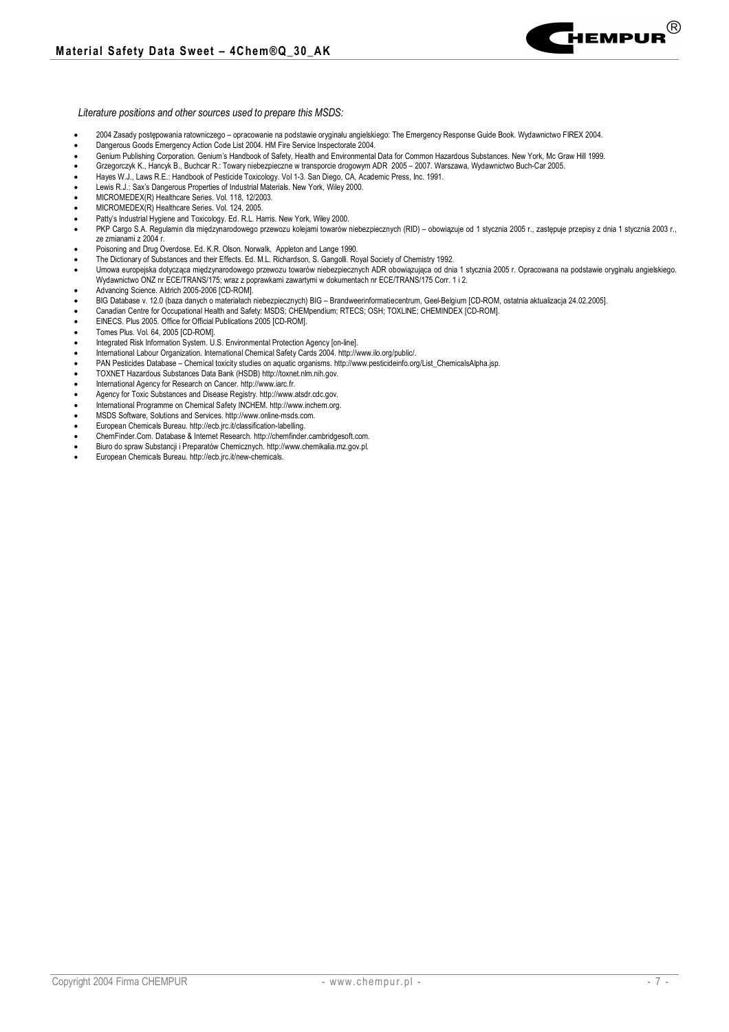*Literature positions and other sources used to prepare this MSDS:*

- 2004 Zasady postępowania ratowniczego – opracowanie na podstawie oryginału angielskiego: The Emergency Response Guide Book. Wydawnictwo FIREX 2004.
- Dangerous Goods Emergency Action Code List 2004. HM Fire Service Inspectorate 2004.
- Genium Publishing Corporation. Genium's Handbook of Safety, Health and Environmental Data for Common Hazardous Substances. New York, Mc Graw Hill 1999.
- Grzegorczyk K., Hancyk B., Buchcar R.: Towary niebezpieczne w transporcie drogowym ADR 2005 – 2007. Warszawa, Wydawnictwo Buch-Car 2005.
- Hayes W.J., Laws R.E.: Handbook of Pesticide Toxicology. Vol 1-3. San Diego, CA, Academic Press, Inc. 1991.
- Lewis R.J.: Sax's Dangerous Properties of Industrial Materials. New York, Wiley 2000.
- MICROMEDEX(R) Healthcare Series. Vol. 118, 12/2003.
- MICROMEDEX(R) Healthcare Series. Vol. 124, 2005.
- Patty's Industrial Hygiene and Toxicology. Ed. R.L. Harris. New York, Wiley 2000.
- PKP Cargo S.A. Regulamin dla międzynarodowego przewozu kolejami towarów niebezpiecznych (RID) – obowiązuje od 1 stycznia 2005 r., zastępuje przepisy z dnia 1 stycznia 2003 r., ze zmianami z 2004 r.
- Poisoning and Drug Overdose. Ed. K.R. Olson. Norwalk, Appleton and Lange 1990.
- The Dictionary of Substances and their Effects. Ed. M.L. Richardson, S. Gangolli. Royal Society of Chemistry 1992.
- Umowa europejska dotycząca międzynarodowego przewozu towarów niebezpiecznych ADR obowiązująca od dnia 1 stycznia 2005 r. Opracowana na podstawie oryginału angielskiego. Wydawnictwo ONZ nr ECE/TRANS/175; wraz z poprawkami zawartymi w dokumentach nr ECE/TRANS/175 Corr. 1 i 2.
- Advancing Science. Aldrich 2005-2006 [CD-ROM].
- BIG Database v. 12.0 (baza danych o materiałach niebezpiecznych) BIG – Brandweerinformatiecentrum, Geel-Belgium [CD-ROM, ostatnia aktualizacja 24.02.2005].
- Canadian Centre for Occupational Health and Safety: MSDS; CHEMpendium; RTECS; OSH; TOXLINE; CHEMINDEX [CD-ROM].
- EINECS. Plus 2005. Office for Official Publications 2005 [CD-ROM].
- Tomes Plus. Vol. 64, 2005 [CD-ROM].
- Integrated Risk Information System. U.S. Environmental Protection Agency [on-line].
- International Labour Organization. International Chemical Safety Cards 2004. http://www.ilo.org/public/.
- PAN Pesticides Database – Chemical toxicity studies on aquatic organisms. http://www.pesticideinfo.org/List_ChemicalsAlpha.jsp.
- TOXNET Hazardous Substances Data Bank (HSDB) http://toxnet.nlm.nih.gov.
- International Agency for Research on Cancer. http://www.iarc.fr.
- Agency for Toxic Substances and Disease Registry. http://www.atsdr.cdc.gov.
- International Programme on Chemical Safety INCHEM. http://www.inchem.org.
- MSDS Software, Solutions and Services. http://www.online-msds.com.
- European Chemicals Bureau. http://ecb.jrc.it/classification-labelling.
- ChemFinder.Com. Database & Internet Research. http://chemfinder.cambridgesoft.com.
- Biuro do spraw Substancji i Preparatów Chemicznych. http://www.chemikalia.mz.gov.pl.
- European Chemicals Bureau. http://ecb.jrc.it/new-chemicals.